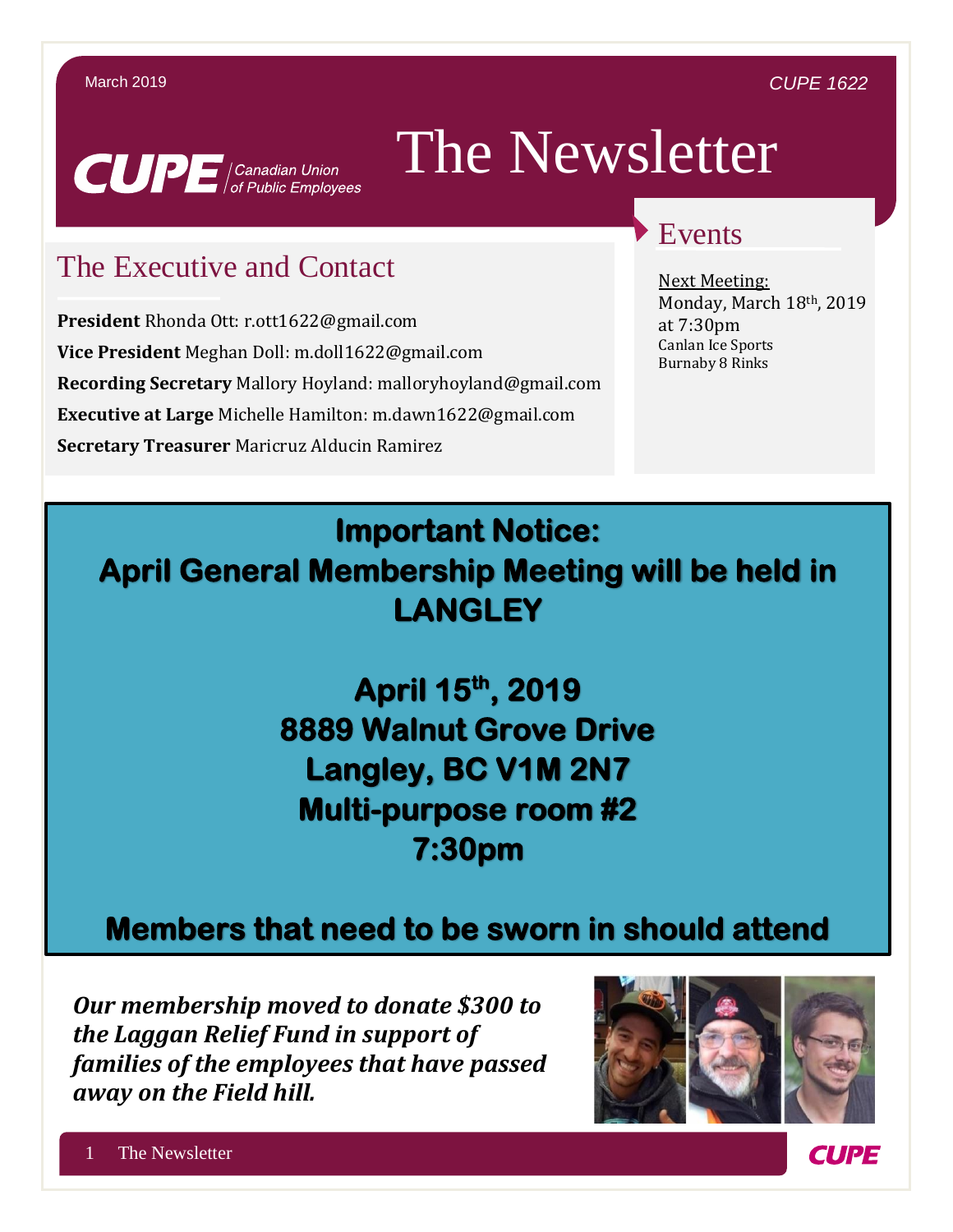March 2019

CUPE 1622

CUPE | Canadian Union of Public Employees

# The Newsletter

## The Executive and Contact

**President** Rhonda Ott: r.ott1622@gmail.com

**Vice President** Meghan Doll: m.doll1622@gmail.com

**Recording Secretary** Mallory Hoyland: malloryhoyland@gmail.com

**Executive at Large** Michelle Hamilton: m.dawn1622@gmail.com

**Secretary Treasurer** Maricruz Alducin Ramirez

## Events

Next Meeting:
Monday, March 18th, 2019
at 7:30pm
Canlan Ice Sports
Burnaby 8 Rinks

**Important Notice:**
**April General Membership Meeting will be held in LANGLEY**

**April 15th, 2019**
**8889 Walnut Grove Drive**
**Langley, BC V1M 2N7**
**Multi-purpose room #2**
**7:30pm**

**Members that need to be sworn in should attend**

***Our membership moved to donate $300 to the Laggan Relief Fund in support of families of the employees that have passed away on the Field hill.***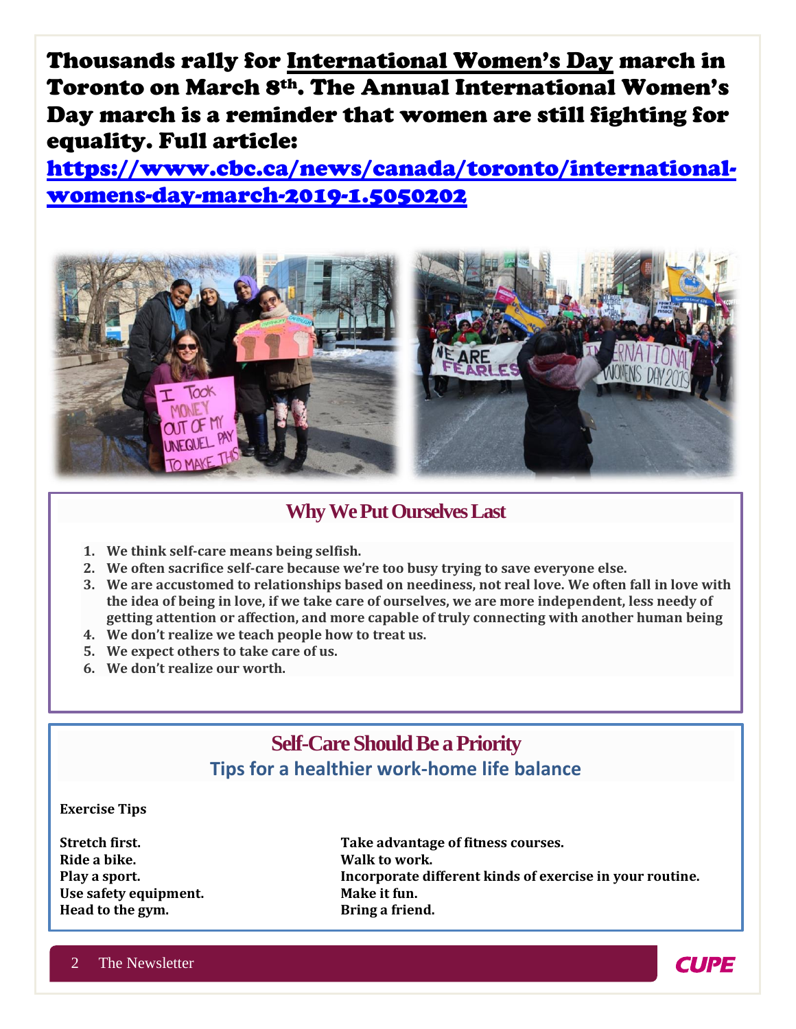**Thousands rally for International Women's Day march in Toronto on March 8th. The Annual International Women's Day march is a reminder that women are still fighting for equality. Full article:**

**https://www.cbc.ca/news/canada/toronto/international-womens-day-march-2019-1.5050202**

## Why We Put Ourselves Last

1. **We think self-care means being selfish.**
2. **We often sacrifice self-care because we're too busy trying to save everyone else.**
3. **We are accustomed to relationships based on neediness, not real love. We often fall in love with the idea of being in love, if we take care of ourselves, we are more independent, less needy of getting attention or affection, and more capable of truly connecting with another human being**
4. **We don't realize we teach people how to treat us.**
5. **We expect others to take care of us.**
6. **We don't realize our worth.**

## Self-Care Should Be a Priority

### Tips for a healthier work-home life balance

**Exercise Tips**

**Stretch first.**
**Ride a bike.**
**Play a sport.**
**Use safety equipment.**
**Head to the gym.**
**Take advantage of fitness courses.**
**Walk to work.**
**Incorporate different kinds of exercise in your routine.**
**Make it fun.**
**Bring a friend.**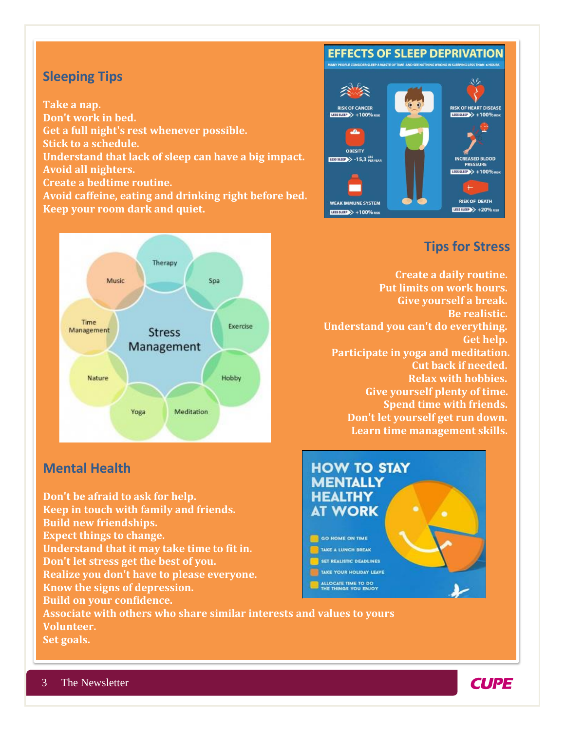## Sleeping Tips

**Take a nap.**
**Don't work in bed.**
**Get a full night's rest whenever possible.**
**Stick to a schedule.**
**Understand that lack of sleep can have a big impact.**
**Avoid all nighters.**
**Create a bedtime routine.**
**Avoid caffeine, eating and drinking right before bed.**
**Keep your room dark and quiet.**

EFFECTS OF SLEEP DEPRIVATION

MANY PEOPLE CONSIDER SLEEP A WASTE OF TIME AND SEE NOTHING WRONG IN SLEEPING LESS THAN 6 HOURS

RISK OF CANCER
LESS SLEEP >> +100% RISK

RISK OF HEART DISEASE
LESS SLEEP >> +100% RISK

OBESITY
LESS SLEEP >> -15,3 LBS PER YEAR

INCREASED BLOOD PRESSURE
LESS SLEEP >> +100% RISK

WEAK IMMUNE SYSTEM
LESS SLEEP >> +100% RISK

RISK OF DEATH
LESS SLEEP >> +20% RISK

Stress Management

Therapy
Spa
Exercise
Hobby
Meditation
Yoga
Nature
Time Management
Music

## Tips for Stress

**Create a daily routine.**
**Put limits on work hours.**
**Give yourself a break.**
**Be realistic.**
**Understand you can't do everything.**
**Get help.**
**Participate in yoga and meditation.**
**Cut back if needed.**
**Relax with hobbies.**
**Give yourself plenty of time.**
**Spend time with friends.**
**Don't let yourself get run down.**
**Learn time management skills.**

## Mental Health

**Don't be afraid to ask for help.**
**Keep in touch with family and friends.**
**Build new friendships.**
**Expect things to change.**
**Understand that it may take time to fit in.**
**Don't let stress get the best of you.**
**Realize you don't have to please everyone.**
**Know the signs of depression.**
**Build on your confidence.**
**Associate with others who share similar interests and values to yours**
**Volunteer.**
**Set goals.**

HOW TO STAY MENTALLY HEALTHY AT WORK

GO HOME ON TIME
TAKE A LUNCH BREAK
SET REALISTIC DEADLINES
TAKE YOUR HOLIDAY LEAVE
ALLOCATE TIME TO DO THE THINGS YOU ENJOY